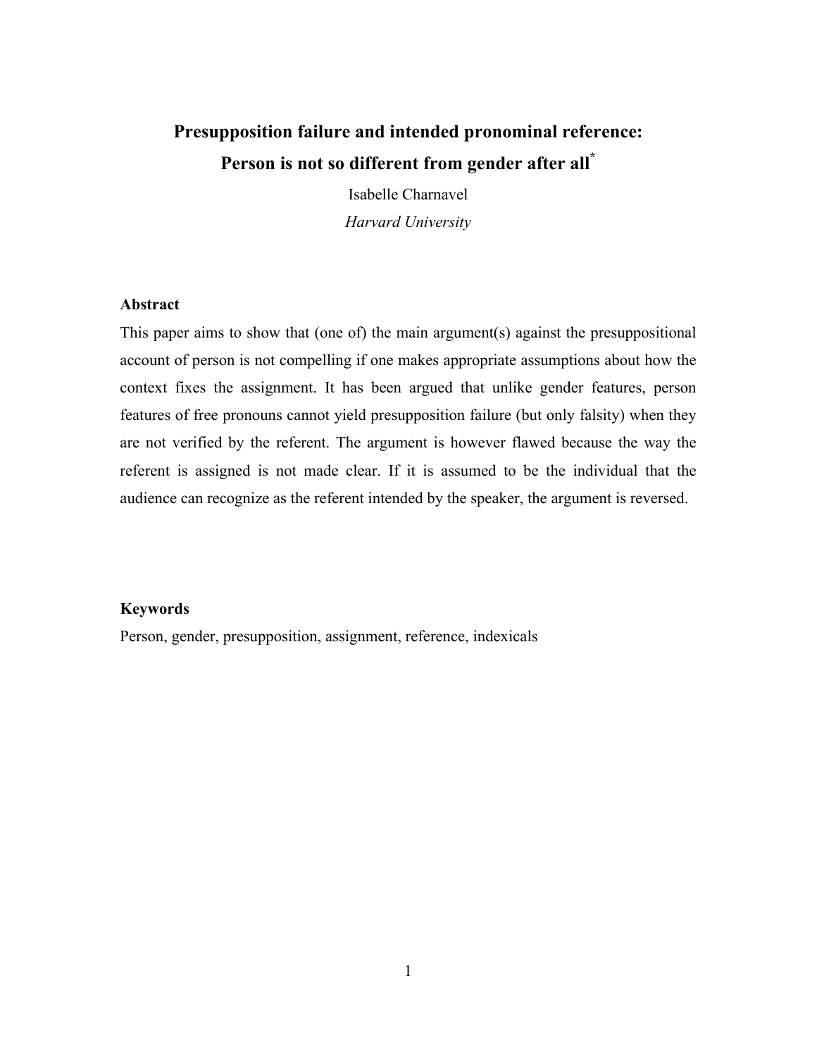# Presupposition failure and intended pronominal reference: Person is not so different from gender after all[*]

Isabelle Charnavel

*Harvard University*

## Abstract

This paper aims to show that (one of) the main argument(s) against the presuppositional account of person is not compelling if one makes appropriate assumptions about how the context fixes the assignment. It has been argued that unlike gender features, person features of free pronouns cannot yield presupposition failure (but only falsity) when they are not verified by the referent. The argument is however flawed because the way the referent is assigned is not made clear. If it is assumed to be the individual that the audience can recognize as the referent intended by the speaker, the argument is reversed.

## Keywords

Person, gender, presupposition, assignment, reference, indexicals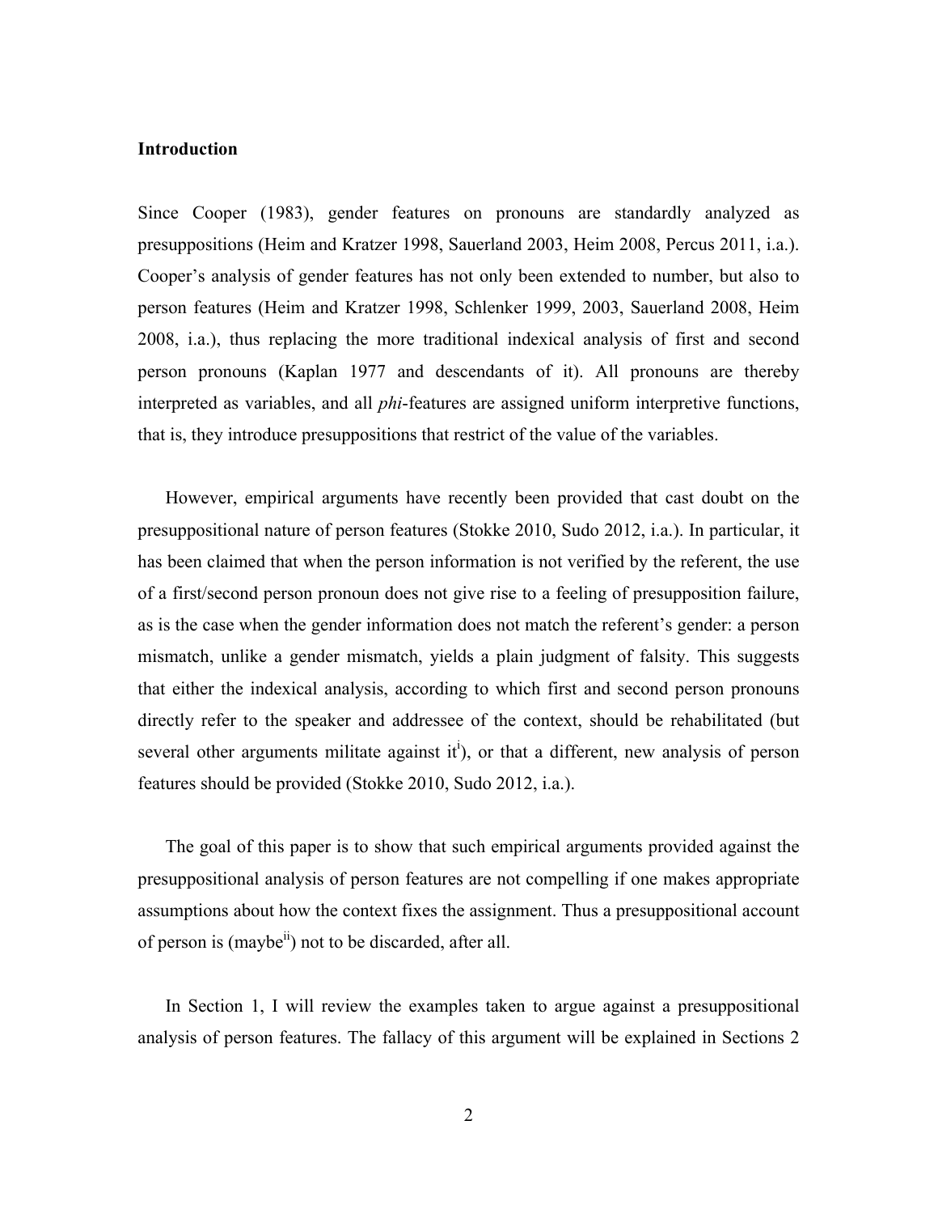## Introduction

Since Cooper (1983), gender features on pronouns are standardly analyzed as presuppositions (Heim and Kratzer 1998, Sauerland 2003, Heim 2008, Percus 2011, i.a.). Cooper's analysis of gender features has not only been extended to number, but also to person features (Heim and Kratzer 1998, Schlenker 1999, 2003, Sauerland 2008, Heim 2008, i.a.), thus replacing the more traditional indexical analysis of first and second person pronouns (Kaplan 1977 and descendants of it). All pronouns are thereby interpreted as variables, and all *phi*-features are assigned uniform interpretive functions, that is, they introduce presuppositions that restrict of the value of the variables.

However, empirical arguments have recently been provided that cast doubt on the presuppositional nature of person features (Stokke 2010, Sudo 2012, i.a.). In particular, it has been claimed that when the person information is not verified by the referent, the use of a first/second person pronoun does not give rise to a feeling of presupposition failure, as is the case when the gender information does not match the referent's gender: a person mismatch, unlike a gender mismatch, yields a plain judgment of falsity. This suggests that either the indexical analysis, according to which first and second person pronouns directly refer to the speaker and addressee of the context, should be rehabilitated (but several other arguments militate against it[i]), or that a different, new analysis of person features should be provided (Stokke 2010, Sudo 2012, i.a.).

The goal of this paper is to show that such empirical arguments provided against the presuppositional analysis of person features are not compelling if one makes appropriate assumptions about how the context fixes the assignment. Thus a presuppositional account of person is (maybe[ii]) not to be discarded, after all.

In Section 1, I will review the examples taken to argue against a presuppositional analysis of person features. The fallacy of this argument will be explained in Sections 2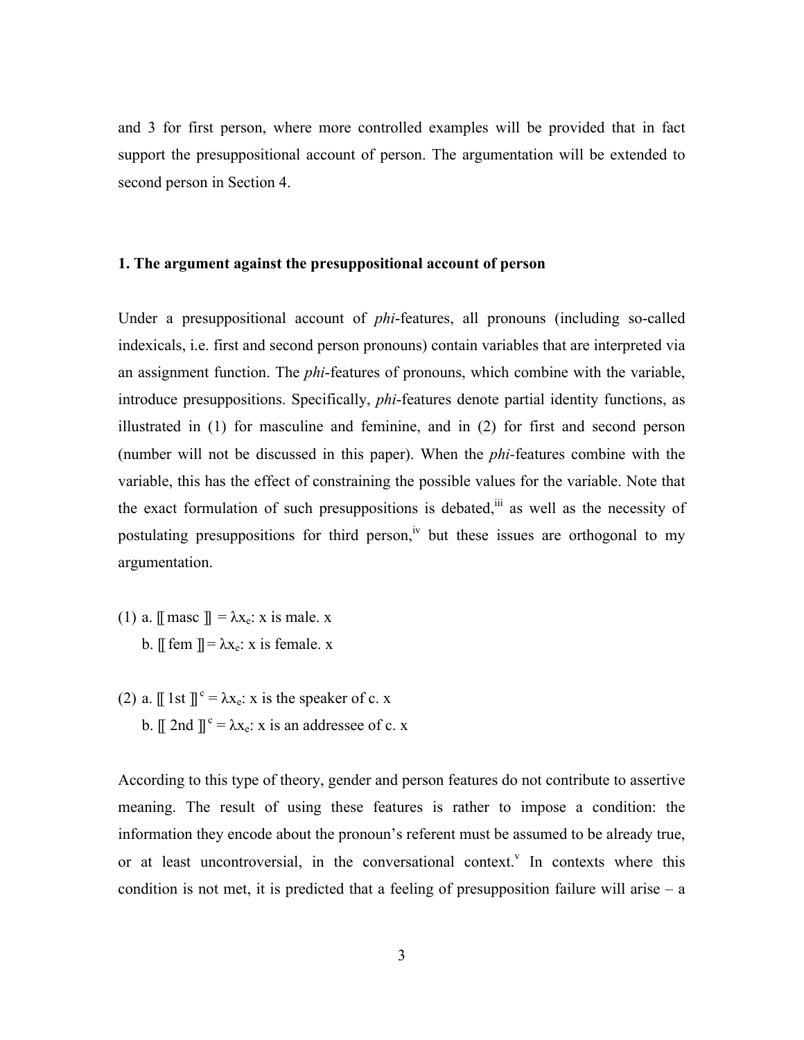and 3 for first person, where more controlled examples will be provided that in fact support the presuppositional account of person. The argumentation will be extended to second person in Section 4.

## 1. The argument against the presuppositional account of person

Under a presuppositional account of *phi*-features, all pronouns (including so-called indexicals, i.e. first and second person pronouns) contain variables that are interpreted via an assignment function. The *phi*-features of pronouns, which combine with the variable, introduce presuppositions. Specifically, *phi*-features denote partial identity functions, as illustrated in (1) for masculine and feminine, and in (2) for first and second person (number will not be discussed in this paper). When the *phi*-features combine with the variable, this has the effect of constraining the possible values for the variable. Note that the exact formulation of such presuppositions is debated,[iii] as well as the necessity of postulating presuppositions for third person,[iv] but these issues are orthogonal to my argumentation.

(1) a. $[\![ \text{masc} ]\!] = \lambda x_e$: x is male. x

b. $[\![ \text{fem} ]\!] = \lambda x_e$: x is female. x

(2) a. $[\![ \text{1st} ]\!]^c = \lambda x_e$: x is the speaker of c. x

b. $[\![ \text{2nd} ]\!]^c = \lambda x_e$: x is an addressee of c. x

According to this type of theory, gender and person features do not contribute to assertive meaning. The result of using these features is rather to impose a condition: the information they encode about the pronoun's referent must be assumed to be already true, or at least uncontroversial, in the conversational context.[v] In contexts where this condition is not met, it is predicted that a feeling of presupposition failure will arise – a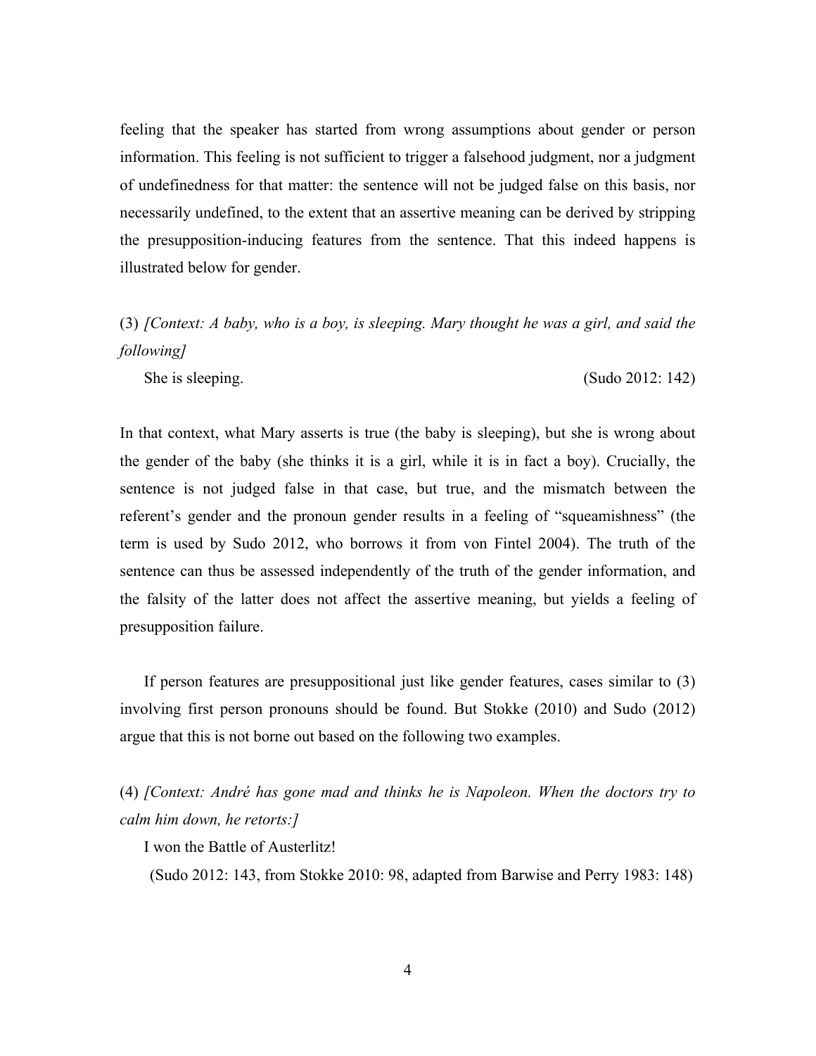feeling that the speaker has started from wrong assumptions about gender or person information. This feeling is not sufficient to trigger a falsehood judgment, nor a judgment of undefinedness for that matter: the sentence will not be judged false on this basis, nor necessarily undefined, to the extent that an assertive meaning can be derived by stripping the presupposition-inducing features from the sentence. That this indeed happens is illustrated below for gender.

(3) *[Context: A baby, who is a boy, is sleeping. Mary thought he was a girl, and said the following]*

She is sleeping. (Sudo 2012: 142)

In that context, what Mary asserts is true (the baby is sleeping), but she is wrong about the gender of the baby (she thinks it is a girl, while it is in fact a boy). Crucially, the sentence is not judged false in that case, but true, and the mismatch between the referent's gender and the pronoun gender results in a feeling of "squeamishness" (the term is used by Sudo 2012, who borrows it from von Fintel 2004). The truth of the sentence can thus be assessed independently of the truth of the gender information, and the falsity of the latter does not affect the assertive meaning, but yields a feeling of presupposition failure.

If person features are presuppositional just like gender features, cases similar to (3) involving first person pronouns should be found. But Stokke (2010) and Sudo (2012) argue that this is not borne out based on the following two examples.

(4) *[Context: André has gone mad and thinks he is Napoleon. When the doctors try to calm him down, he retorts:]*

I won the Battle of Austerlitz!

(Sudo 2012: 143, from Stokke 2010: 98, adapted from Barwise and Perry 1983: 148)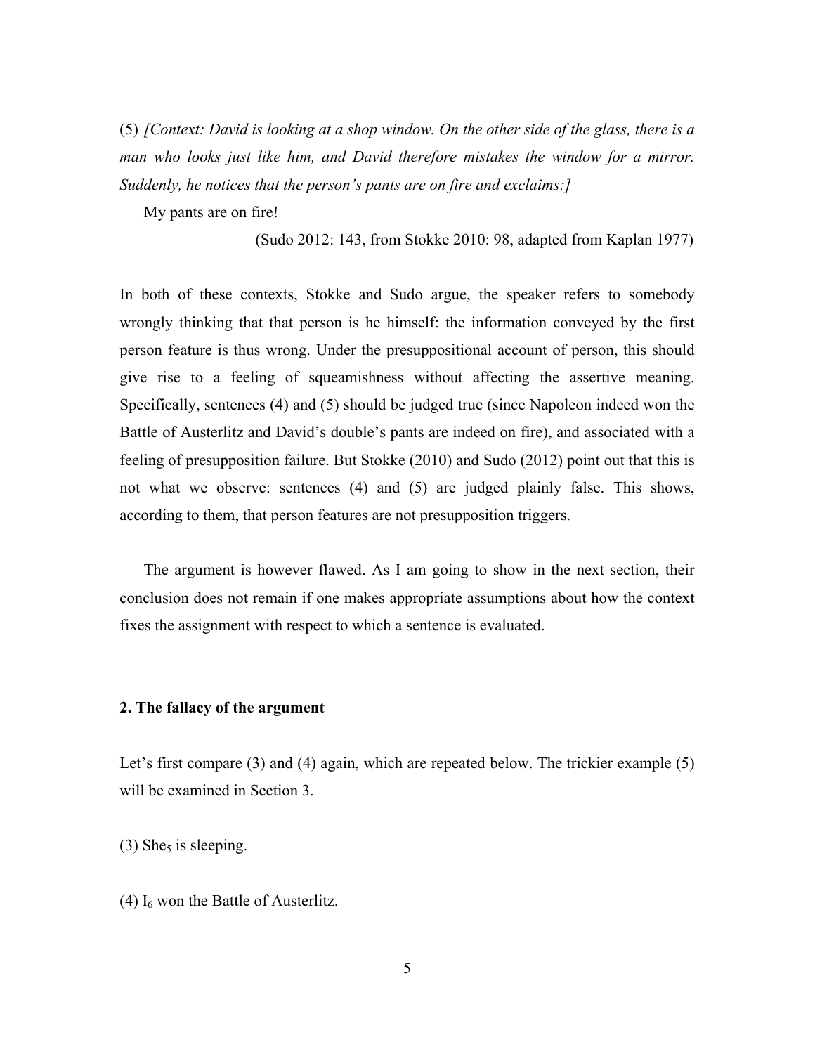(5) *[Context: David is looking at a shop window. On the other side of the glass, there is a man who looks just like him, and David therefore mistakes the window for a mirror. Suddenly, he notices that the person's pants are on fire and exclaims:]*

My pants are on fire!

(Sudo 2012: 143, from Stokke 2010: 98, adapted from Kaplan 1977)

In both of these contexts, Stokke and Sudo argue, the speaker refers to somebody wrongly thinking that that person is he himself: the information conveyed by the first person feature is thus wrong. Under the presuppositional account of person, this should give rise to a feeling of squeamishness without affecting the assertive meaning. Specifically, sentences (4) and (5) should be judged true (since Napoleon indeed won the Battle of Austerlitz and David's double's pants are indeed on fire), and associated with a feeling of presupposition failure. But Stokke (2010) and Sudo (2012) point out that this is not what we observe: sentences (4) and (5) are judged plainly false. This shows, according to them, that person features are not presupposition triggers.

The argument is however flawed. As I am going to show in the next section, their conclusion does not remain if one makes appropriate assumptions about how the context fixes the assignment with respect to which a sentence is evaluated.

## 2. The fallacy of the argument

Let's first compare (3) and (4) again, which are repeated below. The trickier example (5) will be examined in Section 3.

(3) $\text{She}_5$ is sleeping.

(4) $\text{I}_6$ won the Battle of Austerlitz.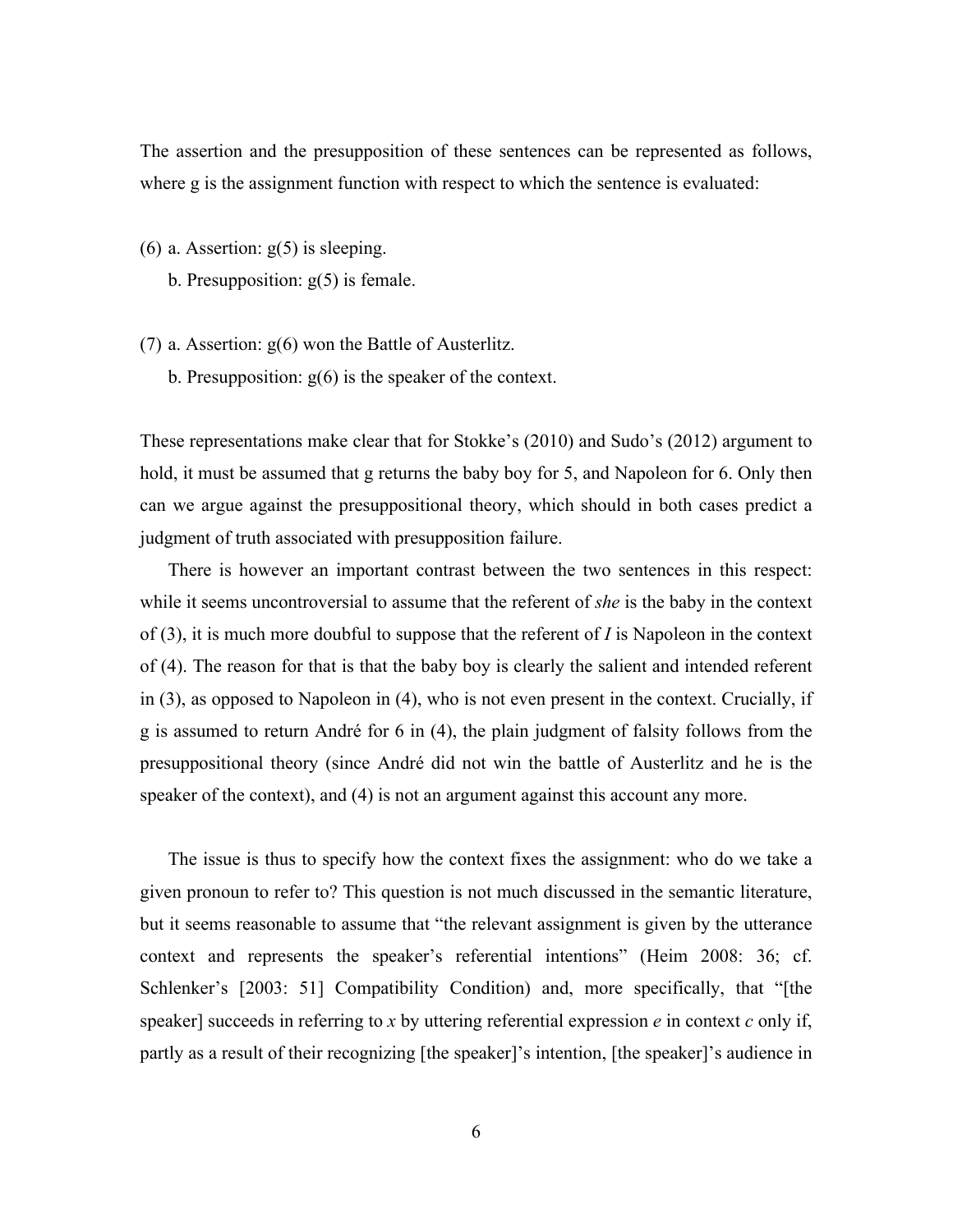The assertion and the presupposition of these sentences can be represented as follows, where g is the assignment function with respect to which the sentence is evaluated:

(6) a. Assertion: g(5) is sleeping.
    b. Presupposition: g(5) is female.

(7) a. Assertion: g(6) won the Battle of Austerlitz.
    b. Presupposition: g(6) is the speaker of the context.

These representations make clear that for Stokke's (2010) and Sudo's (2012) argument to hold, it must be assumed that g returns the baby boy for 5, and Napoleon for 6. Only then can we argue against the presuppositional theory, which should in both cases predict a judgment of truth associated with presupposition failure.

There is however an important contrast between the two sentences in this respect: while it seems uncontroversial to assume that the referent of *she* is the baby in the context of (3), it is much more doubful to suppose that the referent of *I* is Napoleon in the context of (4). The reason for that is that the baby boy is clearly the salient and intended referent in (3), as opposed to Napoleon in (4), who is not even present in the context. Crucially, if g is assumed to return André for 6 in (4), the plain judgment of falsity follows from the presuppositional theory (since André did not win the battle of Austerlitz and he is the speaker of the context), and (4) is not an argument against this account any more.

The issue is thus to specify how the context fixes the assignment: who do we take a given pronoun to refer to? This question is not much discussed in the semantic literature, but it seems reasonable to assume that "the relevant assignment is given by the utterance context and represents the speaker's referential intentions" (Heim 2008: 36; cf. Schlenker's [2003: 51] Compatibility Condition) and, more specifically, that "[the speaker] succeeds in referring to *x* by uttering referential expression *e* in context *c* only if, partly as a result of their recognizing [the speaker]'s intention, [the speaker]'s audience in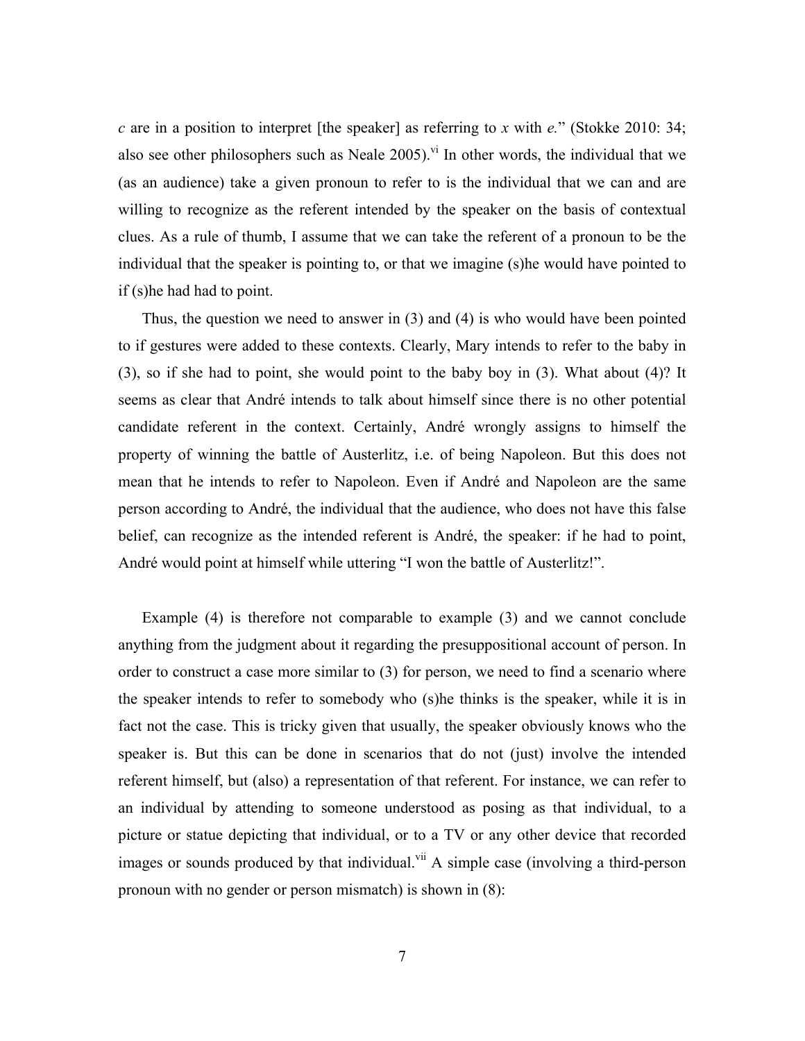*c* are in a position to interpret [the speaker] as referring to *x* with *e*." (Stokke 2010: 34; also see other philosophers such as Neale 2005).[vi] In other words, the individual that we (as an audience) take a given pronoun to refer to is the individual that we can and are willing to recognize as the referent intended by the speaker on the basis of contextual clues. As a rule of thumb, I assume that we can take the referent of a pronoun to be the individual that the speaker is pointing to, or that we imagine (s)he would have pointed to if (s)he had had to point.

Thus, the question we need to answer in (3) and (4) is who would have been pointed to if gestures were added to these contexts. Clearly, Mary intends to refer to the baby in (3), so if she had to point, she would point to the baby boy in (3). What about (4)? It seems as clear that André intends to talk about himself since there is no other potential candidate referent in the context. Certainly, André wrongly assigns to himself the property of winning the battle of Austerlitz, i.e. of being Napoleon. But this does not mean that he intends to refer to Napoleon. Even if André and Napoleon are the same person according to André, the individual that the audience, who does not have this false belief, can recognize as the intended referent is André, the speaker: if he had to point, André would point at himself while uttering "I won the battle of Austerlitz!".

Example (4) is therefore not comparable to example (3) and we cannot conclude anything from the judgment about it regarding the presuppositional account of person. In order to construct a case more similar to (3) for person, we need to find a scenario where the speaker intends to refer to somebody who (s)he thinks is the speaker, while it is in fact not the case. This is tricky given that usually, the speaker obviously knows who the speaker is. But this can be done in scenarios that do not (just) involve the intended referent himself, but (also) a representation of that referent. For instance, we can refer to an individual by attending to someone understood as posing as that individual, to a picture or statue depicting that individual, or to a TV or any other device that recorded images or sounds produced by that individual.[vii] A simple case (involving a third-person pronoun with no gender or person mismatch) is shown in (8):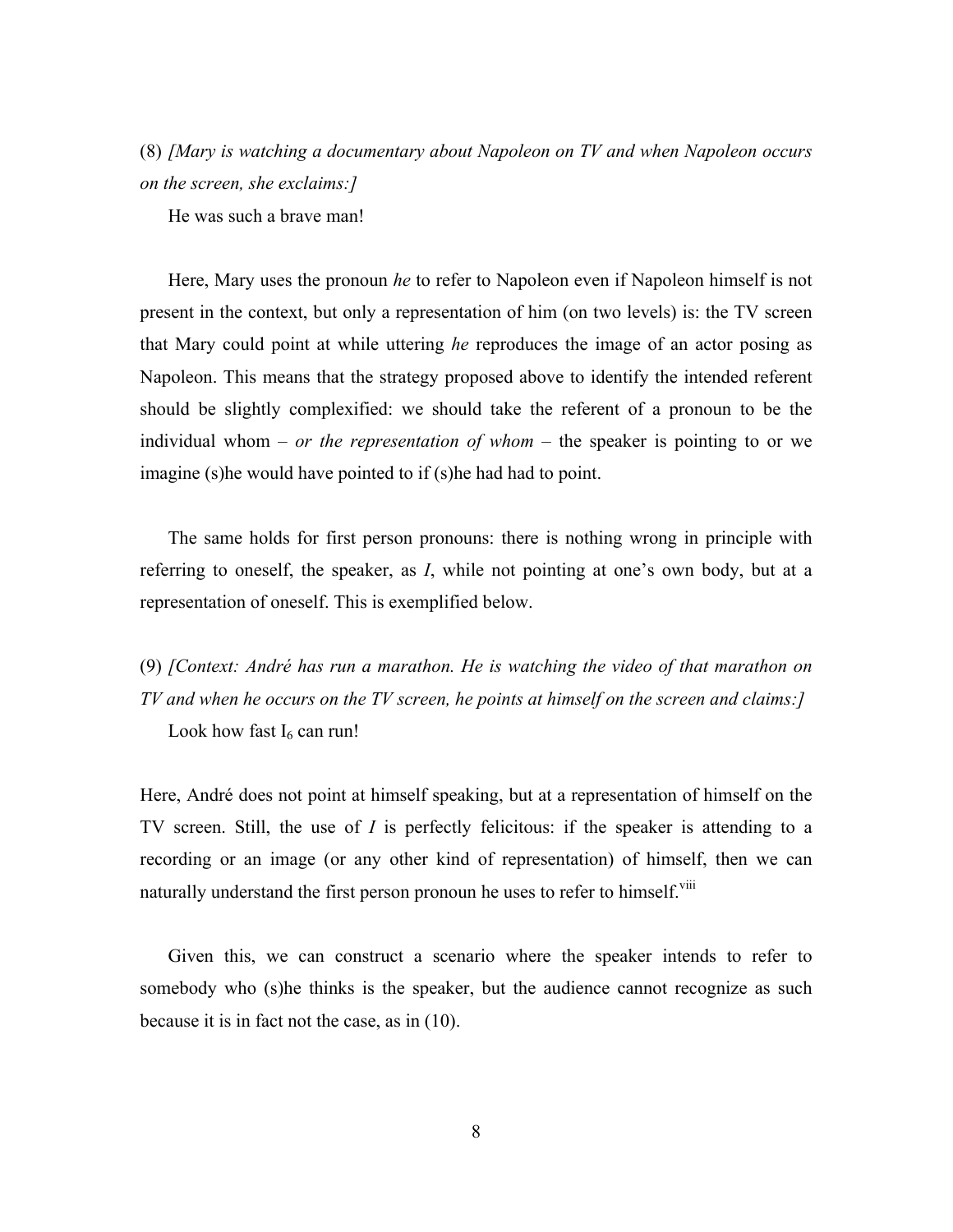(8) *[Mary is watching a documentary about Napoleon on TV and when Napoleon occurs on the screen, she exclaims:]*

He was such a brave man!

Here, Mary uses the pronoun *he* to refer to Napoleon even if Napoleon himself is not present in the context, but only a representation of him (on two levels) is: the TV screen that Mary could point at while uttering *he* reproduces the image of an actor posing as Napoleon. This means that the strategy proposed above to identify the intended referent should be slightly complexified: we should take the referent of a pronoun to be the individual whom – *or the representation of whom* – the speaker is pointing to or we imagine (s)he would have pointed to if (s)he had had to point.

The same holds for first person pronouns: there is nothing wrong in principle with referring to oneself, the speaker, as *I*, while not pointing at one's own body, but at a representation of oneself. This is exemplified below.

(9) *[Context: André has run a marathon. He is watching the video of that marathon on TV and when he occurs on the TV screen, he points at himself on the screen and claims:]*

Look how fast $I_6$ can run!

Here, André does not point at himself speaking, but at a representation of himself on the TV screen. Still, the use of *I* is perfectly felicitous: if the speaker is attending to a recording or an image (or any other kind of representation) of himself, then we can naturally understand the first person pronoun he uses to refer to himself.[viii]

Given this, we can construct a scenario where the speaker intends to refer to somebody who (s)he thinks is the speaker, but the audience cannot recognize as such because it is in fact not the case, as in (10).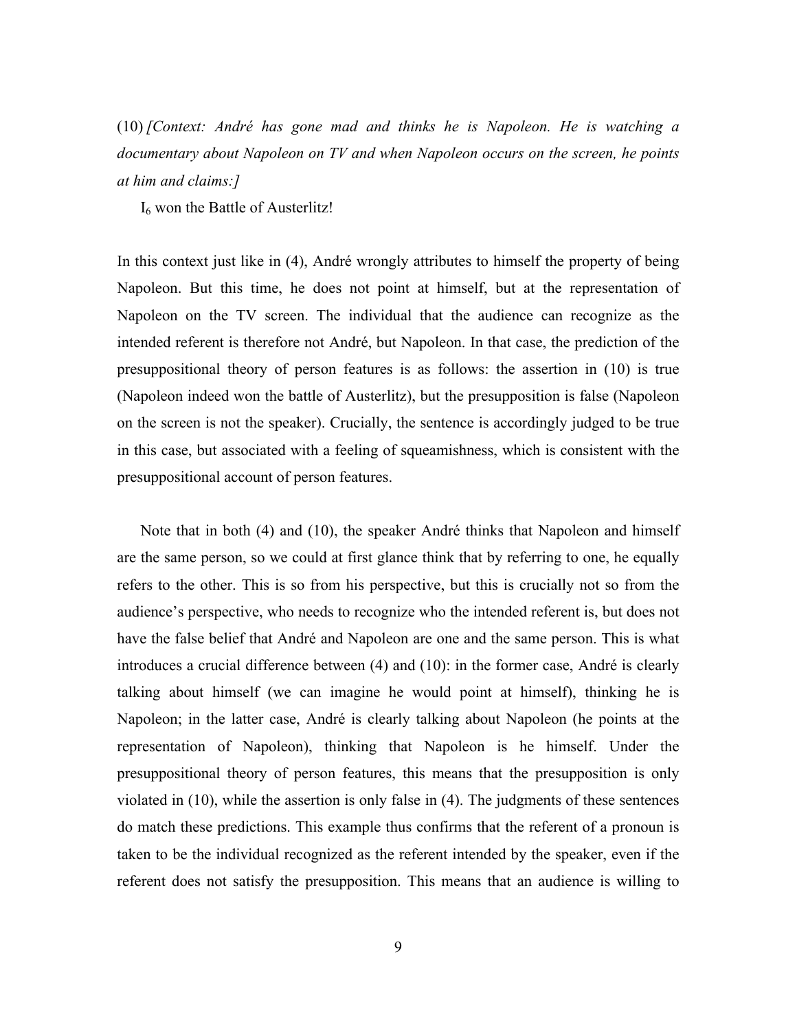(10) *[Context: André has gone mad and thinks he is Napoleon. He is watching a documentary about Napoleon on TV and when Napoleon occurs on the screen, he points at him and claims:]*

$I_6$ won the Battle of Austerlitz!

In this context just like in (4), André wrongly attributes to himself the property of being Napoleon. But this time, he does not point at himself, but at the representation of Napoleon on the TV screen. The individual that the audience can recognize as the intended referent is therefore not André, but Napoleon. In that case, the prediction of the presuppositional theory of person features is as follows: the assertion in (10) is true (Napoleon indeed won the battle of Austerlitz), but the presupposition is false (Napoleon on the screen is not the speaker). Crucially, the sentence is accordingly judged to be true in this case, but associated with a feeling of squeamishness, which is consistent with the presuppositional account of person features.

Note that in both (4) and (10), the speaker André thinks that Napoleon and himself are the same person, so we could at first glance think that by referring to one, he equally refers to the other. This is so from his perspective, but this is crucially not so from the audience's perspective, who needs to recognize who the intended referent is, but does not have the false belief that André and Napoleon are one and the same person. This is what introduces a crucial difference between (4) and (10): in the former case, André is clearly talking about himself (we can imagine he would point at himself), thinking he is Napoleon; in the latter case, André is clearly talking about Napoleon (he points at the representation of Napoleon), thinking that Napoleon is he himself. Under the presuppositional theory of person features, this means that the presupposition is only violated in (10), while the assertion is only false in (4). The judgments of these sentences do match these predictions. This example thus confirms that the referent of a pronoun is taken to be the individual recognized as the referent intended by the speaker, even if the referent does not satisfy the presupposition. This means that an audience is willing to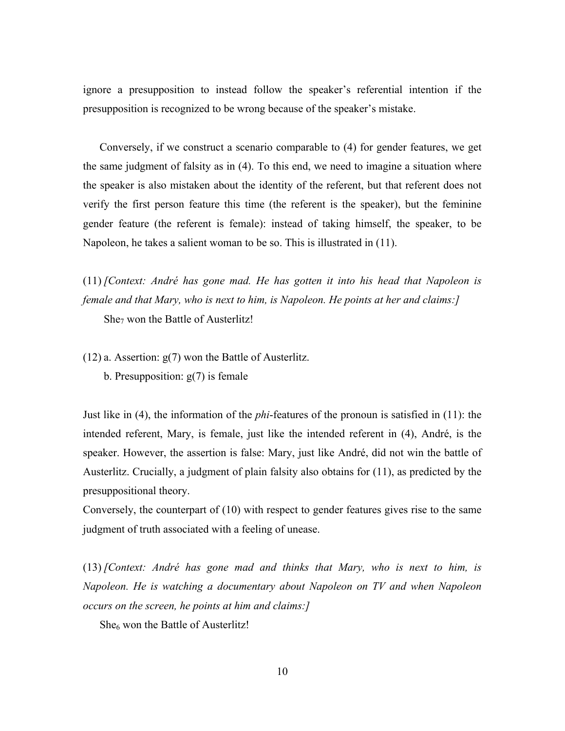ignore a presupposition to instead follow the speaker's referential intention if the presupposition is recognized to be wrong because of the speaker's mistake.

Conversely, if we construct a scenario comparable to (4) for gender features, we get the same judgment of falsity as in (4). To this end, we need to imagine a situation where the speaker is also mistaken about the identity of the referent, but that referent does not verify the first person feature this time (the referent is the speaker), but the feminine gender feature (the referent is female): instead of taking himself, the speaker, to be Napoleon, he takes a salient woman to be so. This is illustrated in (11).

(11) *[Context: André has gone mad. He has gotten it into his head that Napoleon is female and that Mary, who is next to him, is Napoleon. He points at her and claims:]*

She$_7$ won the Battle of Austerlitz!

(12) a. Assertion: g(7) won the Battle of Austerlitz.

b. Presupposition: g(7) is female

Just like in (4), the information of the *phi*-features of the pronoun is satisfied in (11): the intended referent, Mary, is female, just like the intended referent in (4), André, is the speaker. However, the assertion is false: Mary, just like André, did not win the battle of Austerlitz. Crucially, a judgment of plain falsity also obtains for (11), as predicted by the presuppositional theory.

Conversely, the counterpart of (10) with respect to gender features gives rise to the same judgment of truth associated with a feeling of unease.

(13) *[Context: André has gone mad and thinks that Mary, who is next to him, is Napoleon. He is watching a documentary about Napoleon on TV and when Napoleon occurs on the screen, he points at him and claims:]*

She$_6$ won the Battle of Austerlitz!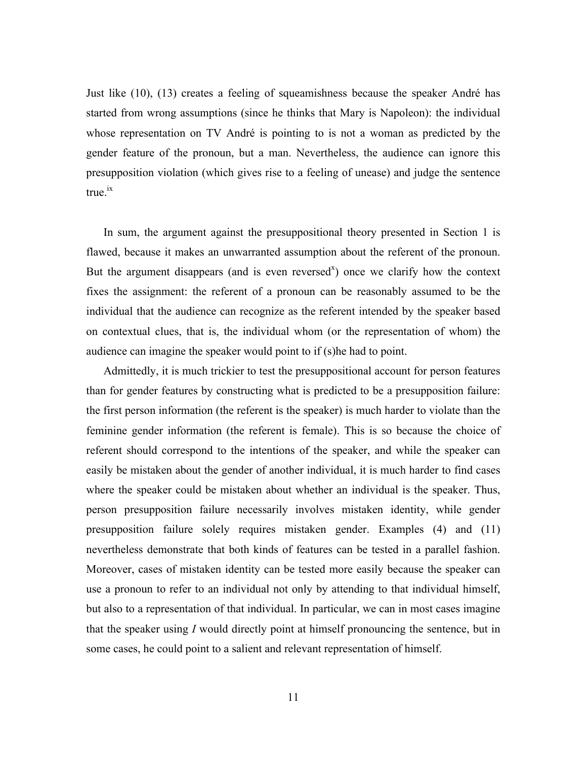Just like (10), (13) creates a feeling of squeamishness because the speaker André has started from wrong assumptions (since he thinks that Mary is Napoleon): the individual whose representation on TV André is pointing to is not a woman as predicted by the gender feature of the pronoun, but a man. Nevertheless, the audience can ignore this presupposition violation (which gives rise to a feeling of unease) and judge the sentence true.[ix]

In sum, the argument against the presuppositional theory presented in Section 1 is flawed, because it makes an unwarranted assumption about the referent of the pronoun. But the argument disappears (and is even reversed[x]) once we clarify how the context fixes the assignment: the referent of a pronoun can be reasonably assumed to be the individual that the audience can recognize as the referent intended by the speaker based on contextual clues, that is, the individual whom (or the representation of whom) the audience can imagine the speaker would point to if (s)he had to point.

Admittedly, it is much trickier to test the presuppositional account for person features than for gender features by constructing what is predicted to be a presupposition failure: the first person information (the referent is the speaker) is much harder to violate than the feminine gender information (the referent is female). This is so because the choice of referent should correspond to the intentions of the speaker, and while the speaker can easily be mistaken about the gender of another individual, it is much harder to find cases where the speaker could be mistaken about whether an individual is the speaker. Thus, person presupposition failure necessarily involves mistaken identity, while gender presupposition failure solely requires mistaken gender. Examples (4) and (11) nevertheless demonstrate that both kinds of features can be tested in a parallel fashion. Moreover, cases of mistaken identity can be tested more easily because the speaker can use a pronoun to refer to an individual not only by attending to that individual himself, but also to a representation of that individual. In particular, we can in most cases imagine that the speaker using *I* would directly point at himself pronouncing the sentence, but in some cases, he could point to a salient and relevant representation of himself.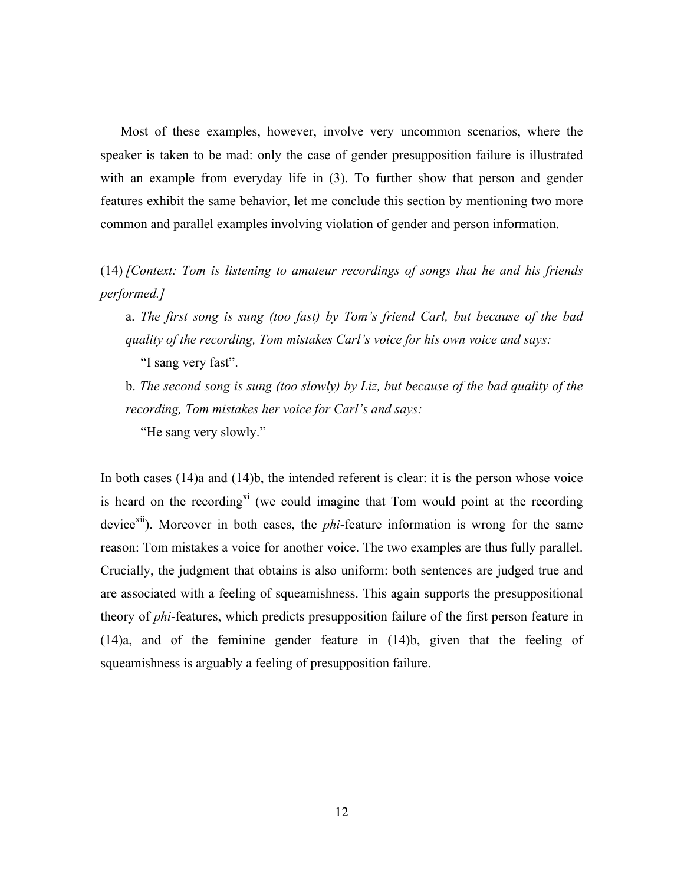Most of these examples, however, involve very uncommon scenarios, where the speaker is taken to be mad: only the case of gender presupposition failure is illustrated with an example from everyday life in (3). To further show that person and gender features exhibit the same behavior, let me conclude this section by mentioning two more common and parallel examples involving violation of gender and person information.

(14) *[Context: Tom is listening to amateur recordings of songs that he and his friends performed.]*

a. *The first song is sung (too fast) by Tom's friend Carl, but because of the bad quality of the recording, Tom mistakes Carl's voice for his own voice and says:*

"I sang very fast".

b. *The second song is sung (too slowly) by Liz, but because of the bad quality of the recording, Tom mistakes her voice for Carl's and says:*

"He sang very slowly."

In both cases (14)a and (14)b, the intended referent is clear: it is the person whose voice is heard on the recording[xi] (we could imagine that Tom would point at the recording device[xii]). Moreover in both cases, the *phi*-feature information is wrong for the same reason: Tom mistakes a voice for another voice. The two examples are thus fully parallel. Crucially, the judgment that obtains is also uniform: both sentences are judged true and are associated with a feeling of squeamishness. This again supports the presuppositional theory of *phi*-features, which predicts presupposition failure of the first person feature in (14)a, and of the feminine gender feature in (14)b, given that the feeling of squeamishness is arguably a feeling of presupposition failure.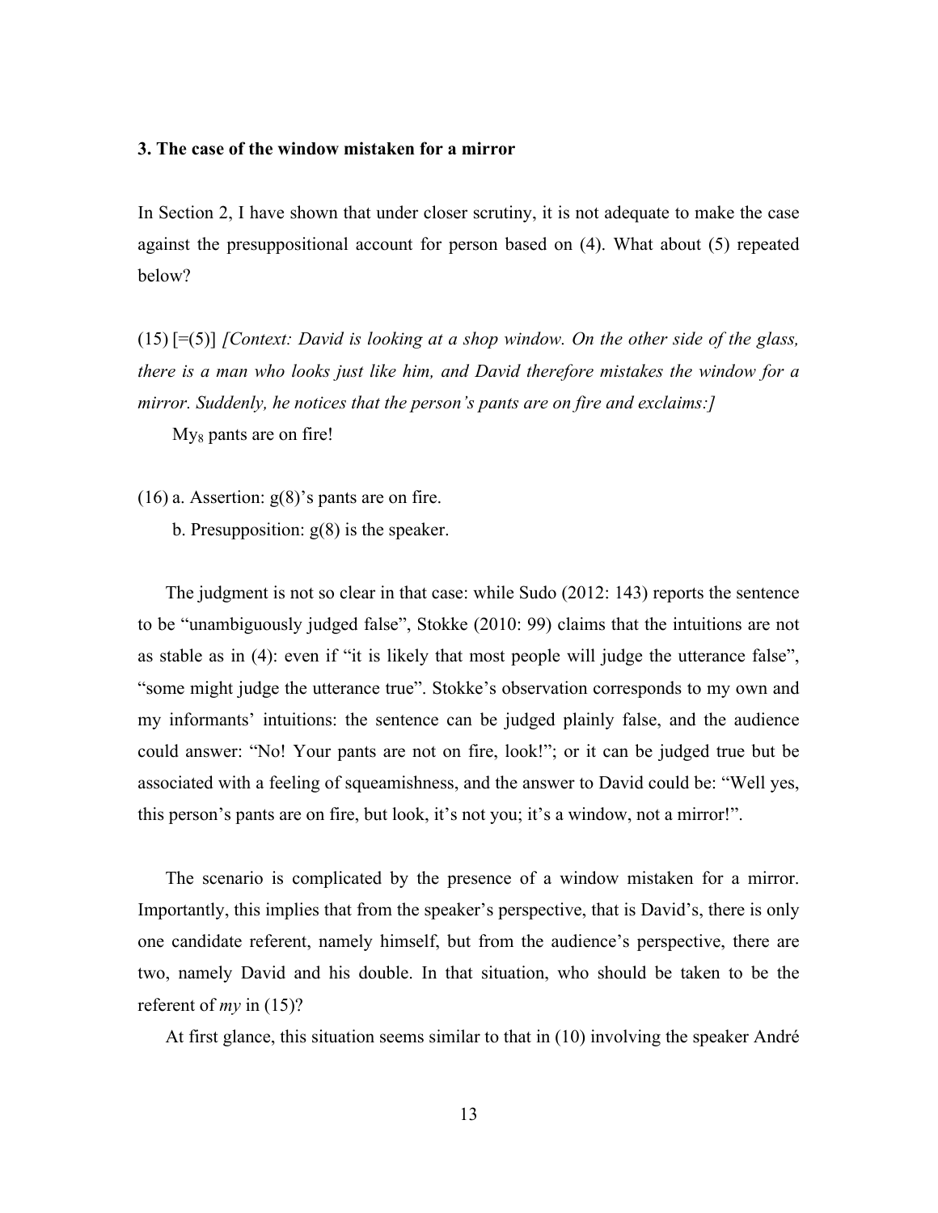### 3. The case of the window mistaken for a mirror

In Section 2, I have shown that under closer scrutiny, it is not adequate to make the case against the presuppositional account for person based on (4). What about (5) repeated below?

(15) [=(5)] *[Context: David is looking at a shop window. On the other side of the glass, there is a man who looks just like him, and David therefore mistakes the window for a mirror. Suddenly, he notices that the person's pants are on fire and exclaims:]*

   $\text{My}_8$ pants are on fire!

(16) a. Assertion: g(8)'s pants are on fire.

   b. Presupposition: g(8) is the speaker.

The judgment is not so clear in that case: while Sudo (2012: 143) reports the sentence to be "unambiguously judged false", Stokke (2010: 99) claims that the intuitions are not as stable as in (4): even if "it is likely that most people will judge the utterance false", "some might judge the utterance true". Stokke's observation corresponds to my own and my informants' intuitions: the sentence can be judged plainly false, and the audience could answer: "No! Your pants are not on fire, look!"; or it can be judged true but be associated with a feeling of squeamishness, and the answer to David could be: "Well yes, this person's pants are on fire, but look, it's not you; it's a window, not a mirror!".

The scenario is complicated by the presence of a window mistaken for a mirror. Importantly, this implies that from the speaker's perspective, that is David's, there is only one candidate referent, namely himself, but from the audience's perspective, there are two, namely David and his double. In that situation, who should be taken to be the referent of *my* in (15)?

At first glance, this situation seems similar to that in (10) involving the speaker André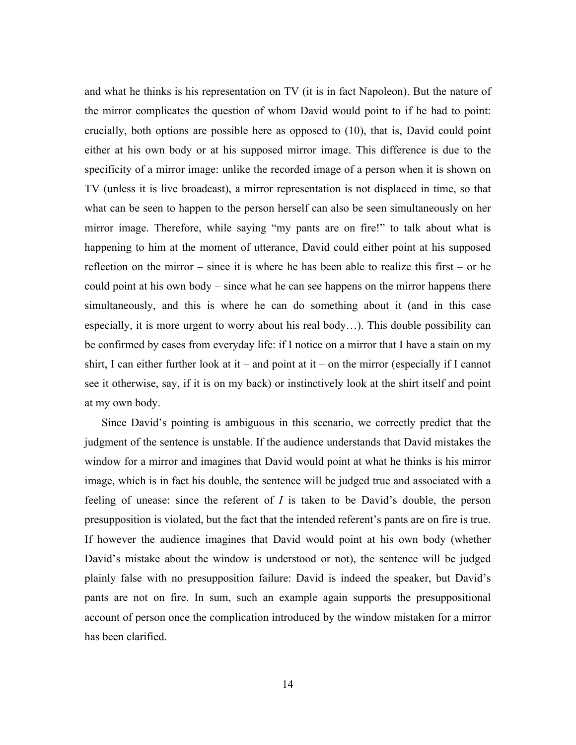and what he thinks is his representation on TV (it is in fact Napoleon). But the nature of the mirror complicates the question of whom David would point to if he had to point: crucially, both options are possible here as opposed to (10), that is, David could point either at his own body or at his supposed mirror image. This difference is due to the specificity of a mirror image: unlike the recorded image of a person when it is shown on TV (unless it is live broadcast), a mirror representation is not displaced in time, so that what can be seen to happen to the person herself can also be seen simultaneously on her mirror image. Therefore, while saying "my pants are on fire!" to talk about what is happening to him at the moment of utterance, David could either point at his supposed reflection on the mirror – since it is where he has been able to realize this first – or he could point at his own body – since what he can see happens on the mirror happens there simultaneously, and this is where he can do something about it (and in this case especially, it is more urgent to worry about his real body…). This double possibility can be confirmed by cases from everyday life: if I notice on a mirror that I have a stain on my shirt, I can either further look at it – and point at it – on the mirror (especially if I cannot see it otherwise, say, if it is on my back) or instinctively look at the shirt itself and point at my own body.

Since David's pointing is ambiguous in this scenario, we correctly predict that the judgment of the sentence is unstable. If the audience understands that David mistakes the window for a mirror and imagines that David would point at what he thinks is his mirror image, which is in fact his double, the sentence will be judged true and associated with a feeling of unease: since the referent of *I* is taken to be David's double, the person presupposition is violated, but the fact that the intended referent's pants are on fire is true. If however the audience imagines that David would point at his own body (whether David's mistake about the window is understood or not), the sentence will be judged plainly false with no presupposition failure: David is indeed the speaker, but David's pants are not on fire. In sum, such an example again supports the presuppositional account of person once the complication introduced by the window mistaken for a mirror has been clarified.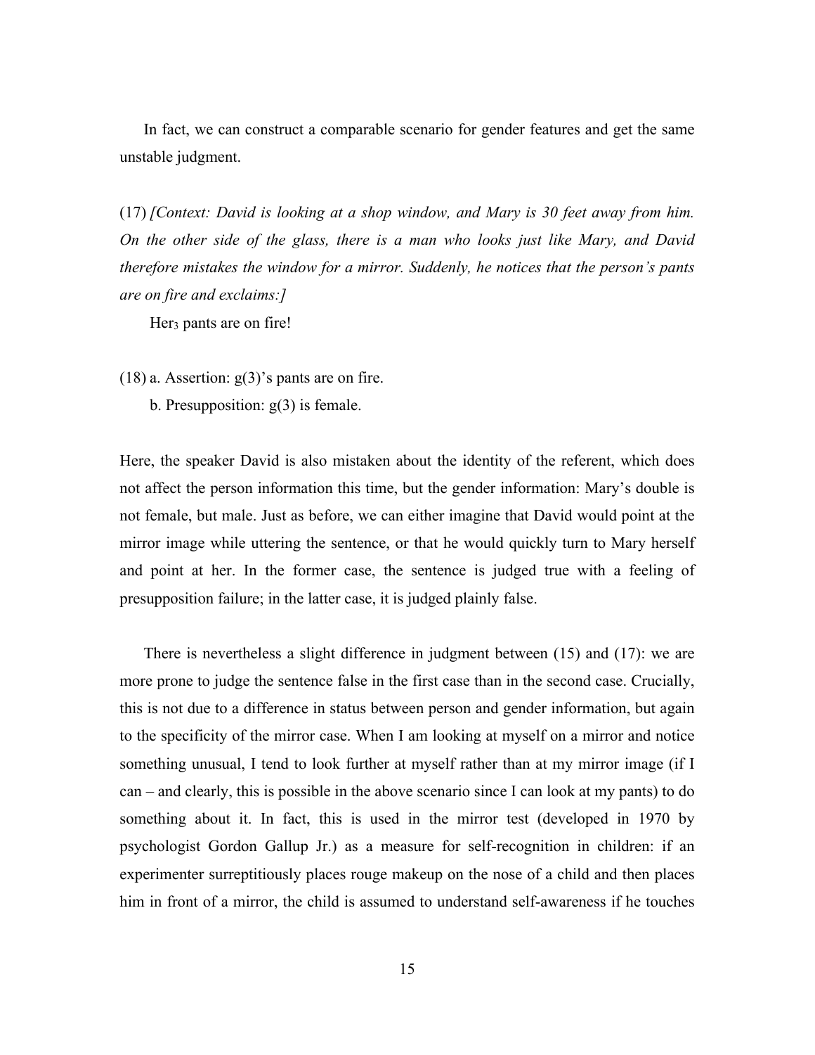In fact, we can construct a comparable scenario for gender features and get the same unstable judgment.

(17) *[Context: David is looking at a shop window, and Mary is 30 feet away from him. On the other side of the glass, there is a man who looks just like Mary, and David therefore mistakes the window for a mirror. Suddenly, he notices that the person's pants are on fire and exclaims:]*

Her$_3$ pants are on fire!

(18) a. Assertion: g(3)'s pants are on fire.

b. Presupposition: g(3) is female.

Here, the speaker David is also mistaken about the identity of the referent, which does not affect the person information this time, but the gender information: Mary's double is not female, but male. Just as before, we can either imagine that David would point at the mirror image while uttering the sentence, or that he would quickly turn to Mary herself and point at her. In the former case, the sentence is judged true with a feeling of presupposition failure; in the latter case, it is judged plainly false.

There is nevertheless a slight difference in judgment between (15) and (17): we are more prone to judge the sentence false in the first case than in the second case. Crucially, this is not due to a difference in status between person and gender information, but again to the specificity of the mirror case. When I am looking at myself on a mirror and notice something unusual, I tend to look further at myself rather than at my mirror image (if I can – and clearly, this is possible in the above scenario since I can look at my pants) to do something about it. In fact, this is used in the mirror test (developed in 1970 by psychologist Gordon Gallup Jr.) as a measure for self-recognition in children: if an experimenter surreptitiously places rouge makeup on the nose of a child and then places him in front of a mirror, the child is assumed to understand self-awareness if he touches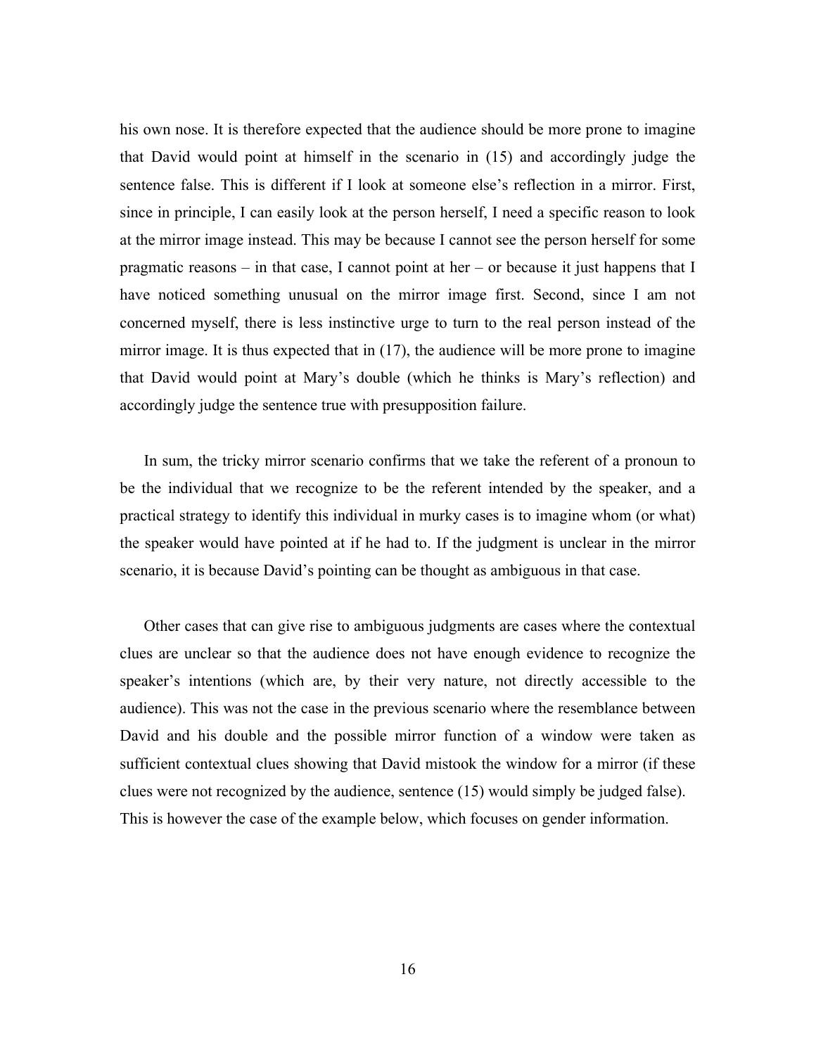his own nose. It is therefore expected that the audience should be more prone to imagine that David would point at himself in the scenario in (15) and accordingly judge the sentence false. This is different if I look at someone else's reflection in a mirror. First, since in principle, I can easily look at the person herself, I need a specific reason to look at the mirror image instead. This may be because I cannot see the person herself for some pragmatic reasons – in that case, I cannot point at her – or because it just happens that I have noticed something unusual on the mirror image first. Second, since I am not concerned myself, there is less instinctive urge to turn to the real person instead of the mirror image. It is thus expected that in (17), the audience will be more prone to imagine that David would point at Mary's double (which he thinks is Mary's reflection) and accordingly judge the sentence true with presupposition failure.

In sum, the tricky mirror scenario confirms that we take the referent of a pronoun to be the individual that we recognize to be the referent intended by the speaker, and a practical strategy to identify this individual in murky cases is to imagine whom (or what) the speaker would have pointed at if he had to. If the judgment is unclear in the mirror scenario, it is because David's pointing can be thought as ambiguous in that case.

Other cases that can give rise to ambiguous judgments are cases where the contextual clues are unclear so that the audience does not have enough evidence to recognize the speaker's intentions (which are, by their very nature, not directly accessible to the audience). This was not the case in the previous scenario where the resemblance between David and his double and the possible mirror function of a window were taken as sufficient contextual clues showing that David mistook the window for a mirror (if these clues were not recognized by the audience, sentence (15) would simply be judged false). This is however the case of the example below, which focuses on gender information.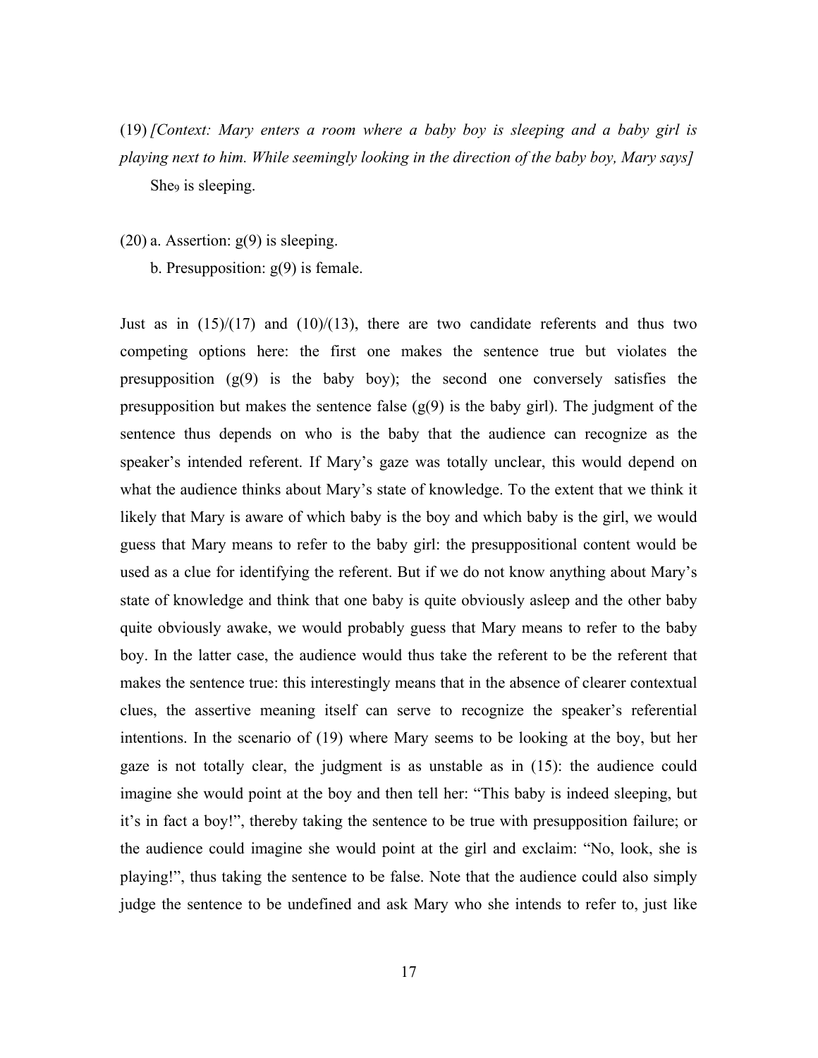(19) *[Context: Mary enters a room where a baby boy is sleeping and a baby girl is playing next to him. While seemingly looking in the direction of the baby boy, Mary says]*

She$_9$ is sleeping.

(20) a. Assertion: g(9) is sleeping.

b. Presupposition: g(9) is female.

Just as in (15)/(17) and (10)/(13), there are two candidate referents and thus two competing options here: the first one makes the sentence true but violates the presupposition (g(9) is the baby boy); the second one conversely satisfies the presupposition but makes the sentence false (g(9) is the baby girl). The judgment of the sentence thus depends on who is the baby that the audience can recognize as the speaker's intended referent. If Mary's gaze was totally unclear, this would depend on what the audience thinks about Mary's state of knowledge. To the extent that we think it likely that Mary is aware of which baby is the boy and which baby is the girl, we would guess that Mary means to refer to the baby girl: the presuppositional content would be used as a clue for identifying the referent. But if we do not know anything about Mary's state of knowledge and think that one baby is quite obviously asleep and the other baby quite obviously awake, we would probably guess that Mary means to refer to the baby boy. In the latter case, the audience would thus take the referent to be the referent that makes the sentence true: this interestingly means that in the absence of clearer contextual clues, the assertive meaning itself can serve to recognize the speaker's referential intentions. In the scenario of (19) where Mary seems to be looking at the boy, but her gaze is not totally clear, the judgment is as unstable as in (15): the audience could imagine she would point at the boy and then tell her: "This baby is indeed sleeping, but it's in fact a boy!", thereby taking the sentence to be true with presupposition failure; or the audience could imagine she would point at the girl and exclaim: "No, look, she is playing!", thus taking the sentence to be false. Note that the audience could also simply judge the sentence to be undefined and ask Mary who she intends to refer to, just like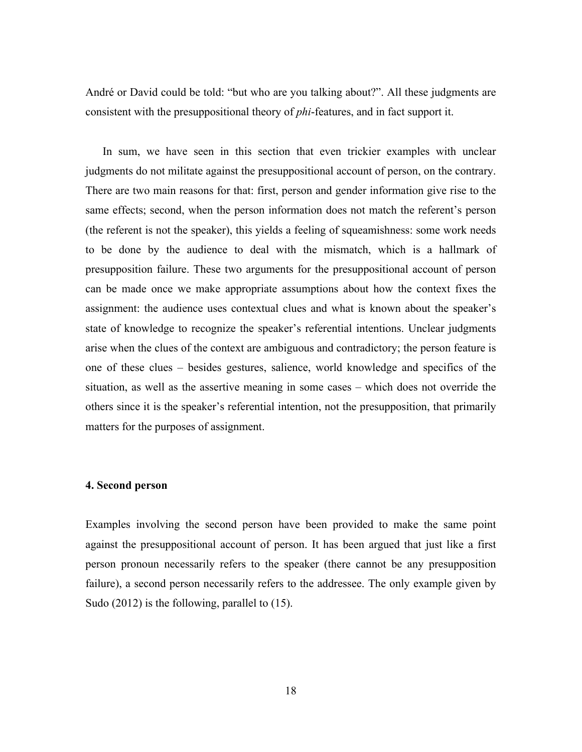André or David could be told: "but who are you talking about?". All these judgments are consistent with the presuppositional theory of *phi*-features, and in fact support it.

In sum, we have seen in this section that even trickier examples with unclear judgments do not militate against the presuppositional account of person, on the contrary. There are two main reasons for that: first, person and gender information give rise to the same effects; second, when the person information does not match the referent's person (the referent is not the speaker), this yields a feeling of squeamishness: some work needs to be done by the audience to deal with the mismatch, which is a hallmark of presupposition failure. These two arguments for the presuppositional account of person can be made once we make appropriate assumptions about how the context fixes the assignment: the audience uses contextual clues and what is known about the speaker's state of knowledge to recognize the speaker's referential intentions. Unclear judgments arise when the clues of the context are ambiguous and contradictory; the person feature is one of these clues – besides gestures, salience, world knowledge and specifics of the situation, as well as the assertive meaning in some cases – which does not override the others since it is the speaker's referential intention, not the presupposition, that primarily matters for the purposes of assignment.

## 4. Second person

Examples involving the second person have been provided to make the same point against the presuppositional account of person. It has been argued that just like a first person pronoun necessarily refers to the speaker (there cannot be any presupposition failure), a second person necessarily refers to the addressee. The only example given by Sudo (2012) is the following, parallel to (15).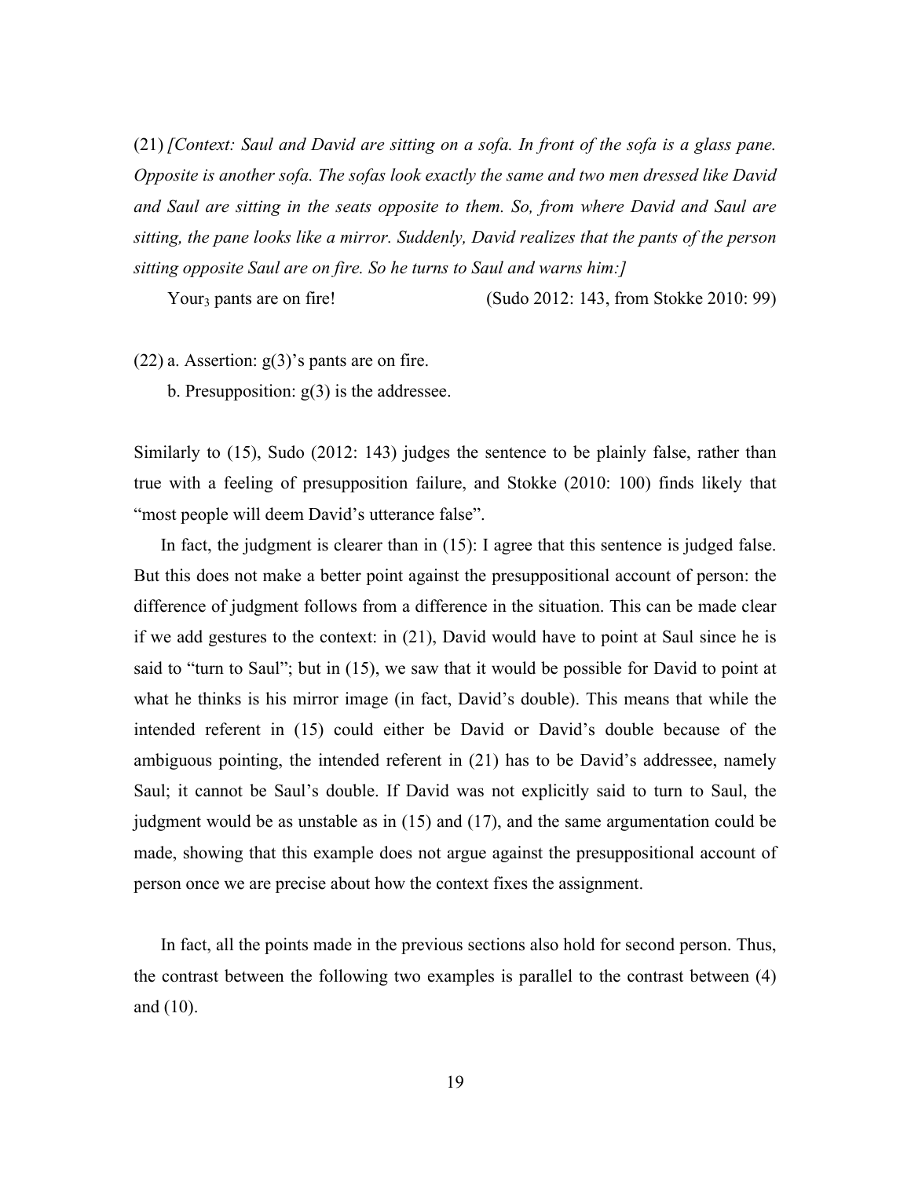(21) *[Context: Saul and David are sitting on a sofa. In front of the sofa is a glass pane. Opposite is another sofa. The sofas look exactly the same and two men dressed like David and Saul are sitting in the seats opposite to them. So, from where David and Saul are sitting, the pane looks like a mirror. Suddenly, David realizes that the pants of the person sitting opposite Saul are on fire. So he turns to Saul and warns him:]*

Your$_3$ pants are on fire! (Sudo 2012: 143, from Stokke 2010: 99)

(22) a. Assertion: g(3)'s pants are on fire.

b. Presupposition: g(3) is the addressee.

Similarly to (15), Sudo (2012: 143) judges the sentence to be plainly false, rather than true with a feeling of presupposition failure, and Stokke (2010: 100) finds likely that "most people will deem David's utterance false".

In fact, the judgment is clearer than in (15): I agree that this sentence is judged false. But this does not make a better point against the presuppositional account of person: the difference of judgment follows from a difference in the situation. This can be made clear if we add gestures to the context: in (21), David would have to point at Saul since he is said to "turn to Saul"; but in (15), we saw that it would be possible for David to point at what he thinks is his mirror image (in fact, David's double). This means that while the intended referent in (15) could either be David or David's double because of the ambiguous pointing, the intended referent in (21) has to be David's addressee, namely Saul; it cannot be Saul's double. If David was not explicitly said to turn to Saul, the judgment would be as unstable as in (15) and (17), and the same argumentation could be made, showing that this example does not argue against the presuppositional account of person once we are precise about how the context fixes the assignment.

In fact, all the points made in the previous sections also hold for second person. Thus, the contrast between the following two examples is parallel to the contrast between (4) and (10).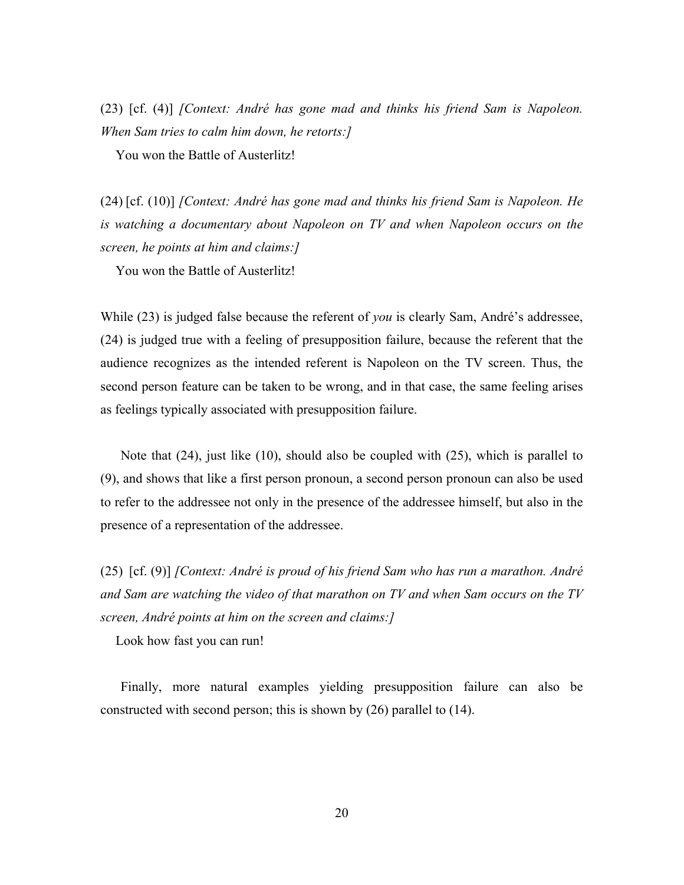(23) [cf. (4)] *[Context: André has gone mad and thinks his friend Sam is Napoleon. When Sam tries to calm him down, he retorts:]*

You won the Battle of Austerlitz!

(24) [cf. (10)] *[Context: André has gone mad and thinks his friend Sam is Napoleon. He is watching a documentary about Napoleon on TV and when Napoleon occurs on the screen, he points at him and claims:]*

You won the Battle of Austerlitz!

While (23) is judged false because the referent of *you* is clearly Sam, André's addressee, (24) is judged true with a feeling of presupposition failure, because the referent that the audience recognizes as the intended referent is Napoleon on the TV screen. Thus, the second person feature can be taken to be wrong, and in that case, the same feeling arises as feelings typically associated with presupposition failure.

Note that (24), just like (10), should also be coupled with (25), which is parallel to (9), and shows that like a first person pronoun, a second person pronoun can also be used to refer to the addressee not only in the presence of the addressee himself, but also in the presence of a representation of the addressee.

(25) [cf. (9)] *[Context: André is proud of his friend Sam who has run a marathon. André and Sam are watching the video of that marathon on TV and when Sam occurs on the TV screen, André points at him on the screen and claims:]*

Look how fast you can run!

Finally, more natural examples yielding presupposition failure can also be constructed with second person; this is shown by (26) parallel to (14).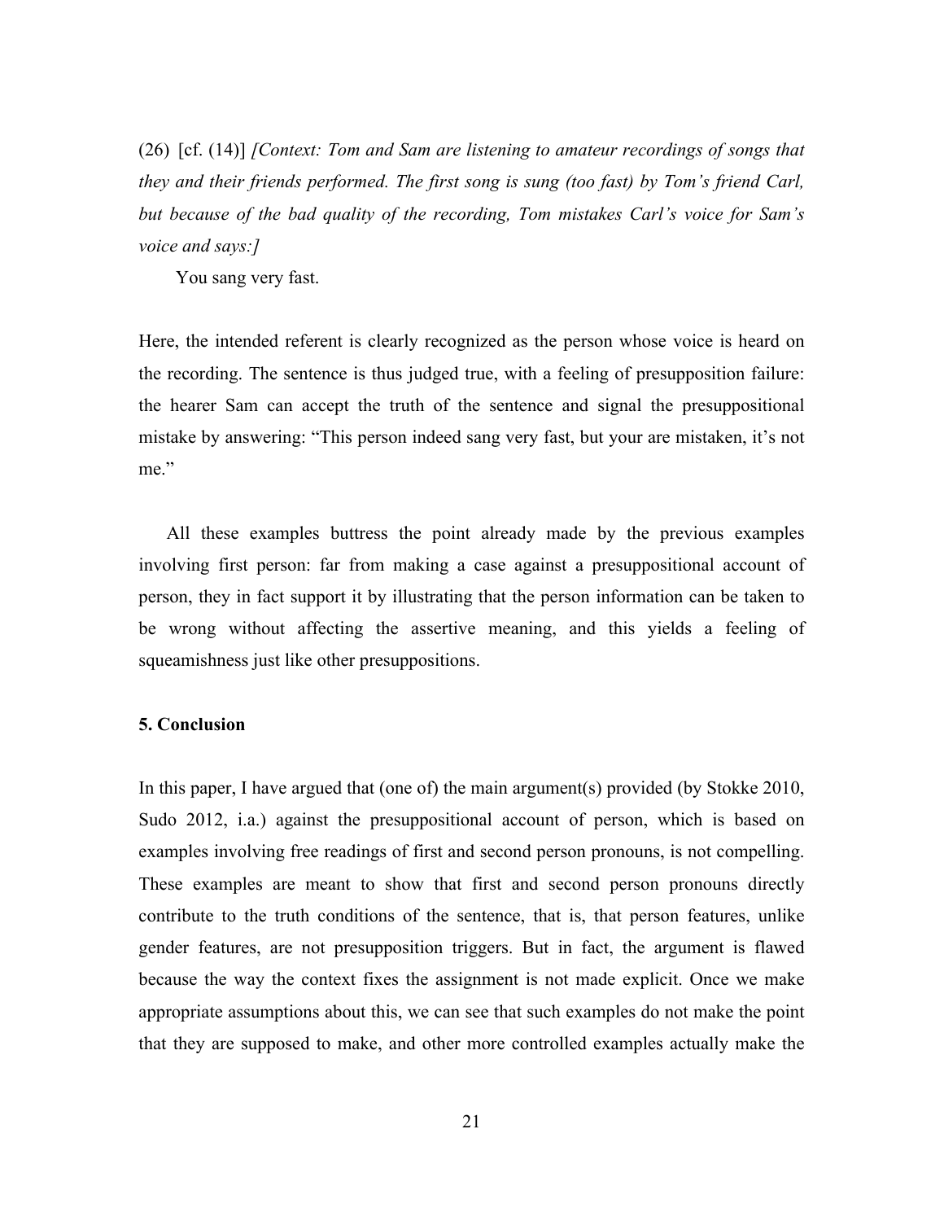(26) [cf. (14)] *[Context: Tom and Sam are listening to amateur recordings of songs that they and their friends performed. The first song is sung (too fast) by Tom's friend Carl, but because of the bad quality of the recording, Tom mistakes Carl's voice for Sam's voice and says:]*

You sang very fast.

Here, the intended referent is clearly recognized as the person whose voice is heard on the recording. The sentence is thus judged true, with a feeling of presupposition failure: the hearer Sam can accept the truth of the sentence and signal the presuppositional mistake by answering: "This person indeed sang very fast, but your are mistaken, it's not me."

All these examples buttress the point already made by the previous examples involving first person: far from making a case against a presuppositional account of person, they in fact support it by illustrating that the person information can be taken to be wrong without affecting the assertive meaning, and this yields a feeling of squeamishness just like other presuppositions.

**5. Conclusion**

In this paper, I have argued that (one of) the main argument(s) provided (by Stokke 2010, Sudo 2012, i.a.) against the presuppositional account of person, which is based on examples involving free readings of first and second person pronouns, is not compelling. These examples are meant to show that first and second person pronouns directly contribute to the truth conditions of the sentence, that is, that person features, unlike gender features, are not presupposition triggers. But in fact, the argument is flawed because the way the context fixes the assignment is not made explicit. Once we make appropriate assumptions about this, we can see that such examples do not make the point that they are supposed to make, and other more controlled examples actually make the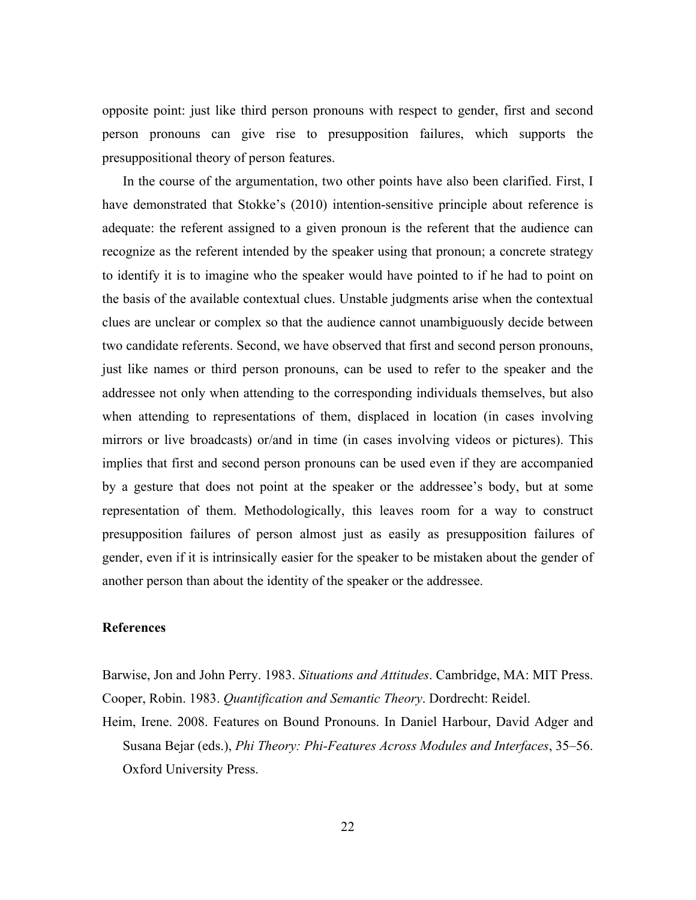opposite point: just like third person pronouns with respect to gender, first and second person pronouns can give rise to presupposition failures, which supports the presuppositional theory of person features.

In the course of the argumentation, two other points have also been clarified. First, I have demonstrated that Stokke's (2010) intention-sensitive principle about reference is adequate: the referent assigned to a given pronoun is the referent that the audience can recognize as the referent intended by the speaker using that pronoun; a concrete strategy to identify it is to imagine who the speaker would have pointed to if he had to point on the basis of the available contextual clues. Unstable judgments arise when the contextual clues are unclear or complex so that the audience cannot unambiguously decide between two candidate referents. Second, we have observed that first and second person pronouns, just like names or third person pronouns, can be used to refer to the speaker and the addressee not only when attending to the corresponding individuals themselves, but also when attending to representations of them, displaced in location (in cases involving mirrors or live broadcasts) or/and in time (in cases involving videos or pictures). This implies that first and second person pronouns can be used even if they are accompanied by a gesture that does not point at the speaker or the addressee's body, but at some representation of them. Methodologically, this leaves room for a way to construct presupposition failures of person almost just as easily as presupposition failures of gender, even if it is intrinsically easier for the speaker to be mistaken about the gender of another person than about the identity of the speaker or the addressee.

### References

Barwise, Jon and John Perry. 1983. *Situations and Attitudes*. Cambridge, MA: MIT Press.

Cooper, Robin. 1983. *Quantification and Semantic Theory*. Dordrecht: Reidel.

Heim, Irene. 2008. Features on Bound Pronouns. In Daniel Harbour, David Adger and Susana Bejar (eds.), *Phi Theory: Phi-Features Across Modules and Interfaces*, 35–56. Oxford University Press.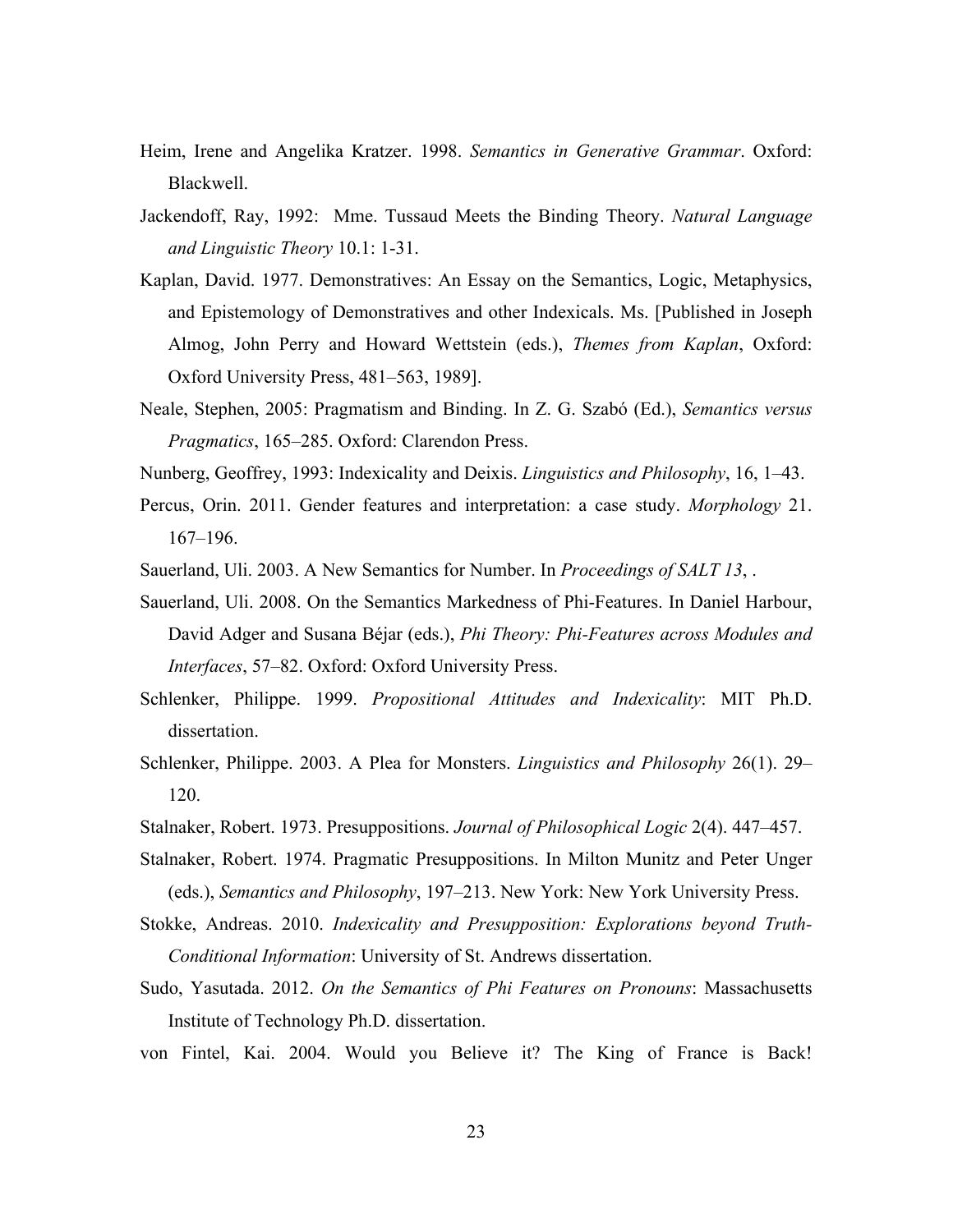Heim, Irene and Angelika Kratzer. 1998. *Semantics in Generative Grammar*. Oxford: Blackwell.

Jackendoff, Ray, 1992: Mme. Tussaud Meets the Binding Theory. *Natural Language and Linguistic Theory* 10.1: 1-31.

Kaplan, David. 1977. Demonstratives: An Essay on the Semantics, Logic, Metaphysics, and Epistemology of Demonstratives and other Indexicals. Ms. [Published in Joseph Almog, John Perry and Howard Wettstein (eds.), *Themes from Kaplan*, Oxford: Oxford University Press, 481–563, 1989].

Neale, Stephen, 2005: Pragmatism and Binding. In Z. G. Szabó (Ed.), *Semantics versus Pragmatics*, 165–285. Oxford: Clarendon Press.

Nunberg, Geoffrey, 1993: Indexicality and Deixis. *Linguistics and Philosophy*, 16, 1–43.

Percus, Orin. 2011. Gender features and interpretation: a case study. *Morphology* 21. 167–196.

Sauerland, Uli. 2003. A New Semantics for Number. In *Proceedings of SALT 13*, .

Sauerland, Uli. 2008. On the Semantics Markedness of Phi-Features. In Daniel Harbour, David Adger and Susana Béjar (eds.), *Phi Theory: Phi-Features across Modules and Interfaces*, 57–82. Oxford: Oxford University Press.

Schlenker, Philippe. 1999. *Propositional Attitudes and Indexicality*: MIT Ph.D. dissertation.

Schlenker, Philippe. 2003. A Plea for Monsters. *Linguistics and Philosophy* 26(1). 29–120.

Stalnaker, Robert. 1973. Presuppositions. *Journal of Philosophical Logic* 2(4). 447–457.

Stalnaker, Robert. 1974. Pragmatic Presuppositions. In Milton Munitz and Peter Unger (eds.), *Semantics and Philosophy*, 197–213. New York: New York University Press.

Stokke, Andreas. 2010. *Indexicality and Presupposition: Explorations beyond Truth-Conditional Information*: University of St. Andrews dissertation.

Sudo, Yasutada. 2012. *On the Semantics of Phi Features on Pronouns*: Massachusetts Institute of Technology Ph.D. dissertation.

von Fintel, Kai. 2004. Would you Believe it? The King of France is Back!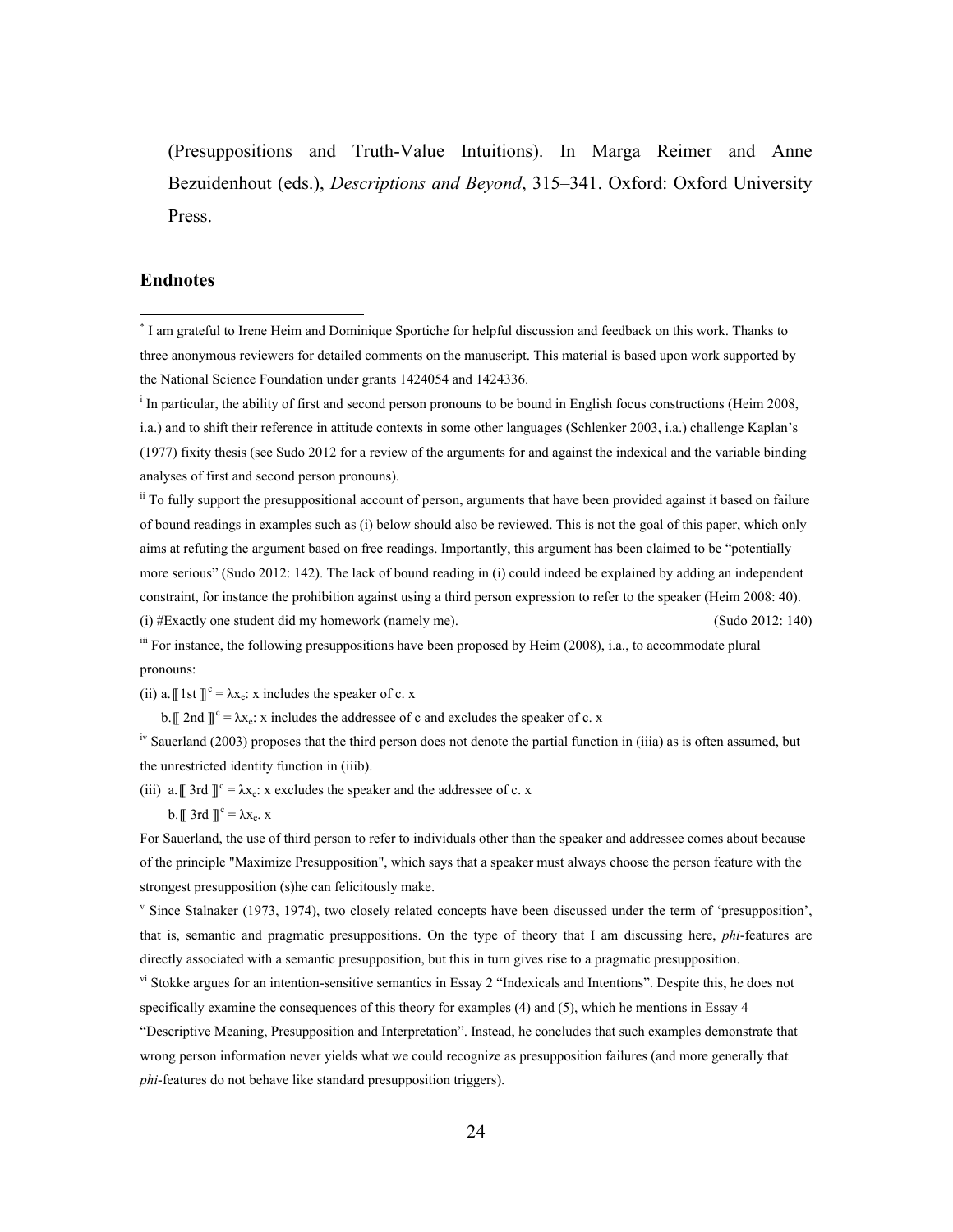(Presuppositions and Truth-Value Intuitions). In Marga Reimer and Anne Bezuidenhout (eds.), *Descriptions and Beyond*, 315–341. Oxford: Oxford University Press.

## Endnotes

[*] I am grateful to Irene Heim and Dominique Sportiche for helpful discussion and feedback on this work. Thanks to three anonymous reviewers for detailed comments on the manuscript. This material is based upon work supported by the National Science Foundation under grants 1424054 and 1424336.

[i] In particular, the ability of first and second person pronouns to be bound in English focus constructions (Heim 2008, i.a.) and to shift their reference in attitude contexts in some other languages (Schlenker 2003, i.a.) challenge Kaplan's (1977) fixity thesis (see Sudo 2012 for a review of the arguments for and against the indexical and the variable binding analyses of first and second person pronouns).

[ii] To fully support the presuppositional account of person, arguments that have been provided against it based on failure of bound readings in examples such as (i) below should also be reviewed. This is not the goal of this paper, which only aims at refuting the argument based on free readings. Importantly, this argument has been claimed to be "potentially more serious" (Sudo 2012: 142). The lack of bound reading in (i) could indeed be explained by adding an independent constraint, for instance the prohibition against using a third person expression to refer to the speaker (Heim 2008: 40).

(i) #Exactly one student did my homework (namely me). (Sudo 2012: 140)

[iii] For instance, the following presuppositions have been proposed by Heim (2008), i.a., to accommodate plural pronouns:

(ii) a. $[\![ \text{1st} ]\!]^c = \lambda x_e$: x includes the speaker of c. x

b. $[\![ \text{2nd} ]\!]^c = \lambda x_e$: x includes the addressee of c and excludes the speaker of c. x

[iv] Sauerland (2003) proposes that the third person does not denote the partial function in (iiia) as is often assumed, but the unrestricted identity function in (iiib).

(iii) a. $[\![ \text{3rd} ]\!]^c = \lambda x_e$: x excludes the speaker and the addressee of c. x

b. $[\![ \text{3rd} ]\!]^c = \lambda x_e$. x

For Sauerland, the use of third person to refer to individuals other than the speaker and addressee comes about because of the principle "Maximize Presupposition", which says that a speaker must always choose the person feature with the strongest presupposition (s)he can felicitously make.

[v] Since Stalnaker (1973, 1974), two closely related concepts have been discussed under the term of 'presupposition', that is, semantic and pragmatic presuppositions. On the type of theory that I am discussing here, *phi*-features are directly associated with a semantic presupposition, but this in turn gives rise to a pragmatic presupposition.

[vi] Stokke argues for an intention-sensitive semantics in Essay 2 "Indexicals and Intentions". Despite this, he does not specifically examine the consequences of this theory for examples (4) and (5), which he mentions in Essay 4 "Descriptive Meaning, Presupposition and Interpretation". Instead, he concludes that such examples demonstrate that wrong person information never yields what we could recognize as presupposition failures (and more generally that *phi*-features do not behave like standard presupposition triggers).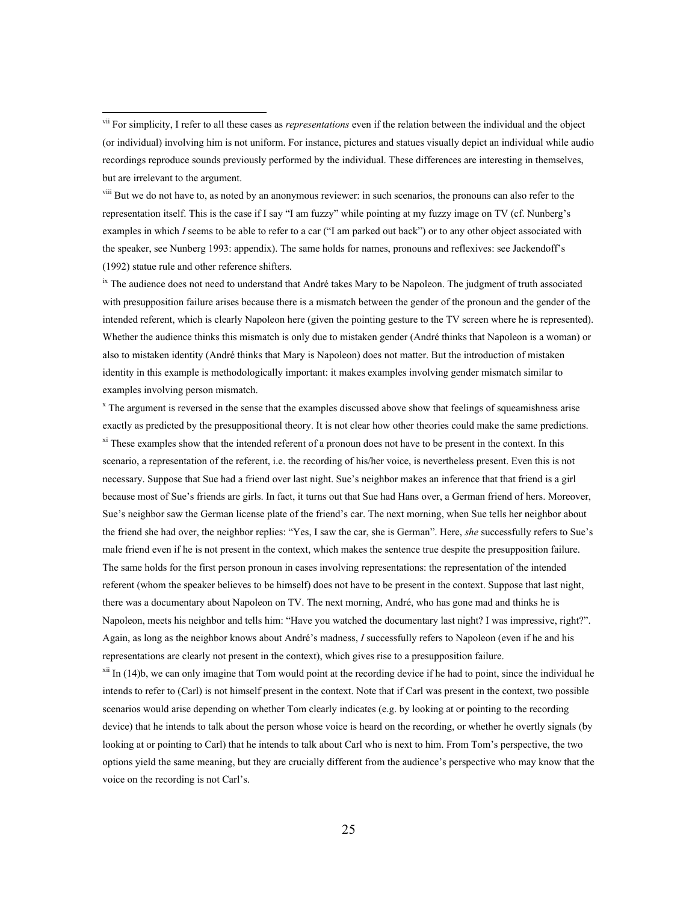[vii] For simplicity, I refer to all these cases as *representations* even if the relation between the individual and the object (or individual) involving him is not uniform. For instance, pictures and statues visually depict an individual while audio recordings reproduce sounds previously performed by the individual. These differences are interesting in themselves, but are irrelevant to the argument.

[viii] But we do not have to, as noted by an anonymous reviewer: in such scenarios, the pronouns can also refer to the representation itself. This is the case if I say "I am fuzzy" while pointing at my fuzzy image on TV (cf. Nunberg's examples in which *I* seems to be able to refer to a car ("I am parked out back") or to any other object associated with the speaker, see Nunberg 1993: appendix). The same holds for names, pronouns and reflexives: see Jackendoff's (1992) statue rule and other reference shifters.

[ix] The audience does not need to understand that André takes Mary to be Napoleon. The judgment of truth associated with presupposition failure arises because there is a mismatch between the gender of the pronoun and the gender of the intended referent, which is clearly Napoleon here (given the pointing gesture to the TV screen where he is represented). Whether the audience thinks this mismatch is only due to mistaken gender (André thinks that Napoleon is a woman) or also to mistaken identity (André thinks that Mary is Napoleon) does not matter. But the introduction of mistaken identity in this example is methodologically important: it makes examples involving gender mismatch similar to examples involving person mismatch.

[x] The argument is reversed in the sense that the examples discussed above show that feelings of squeamishness arise exactly as predicted by the presuppositional theory. It is not clear how other theories could make the same predictions.

[xi] These examples show that the intended referent of a pronoun does not have to be present in the context. In this scenario, a representation of the referent, i.e. the recording of his/her voice, is nevertheless present. Even this is not necessary. Suppose that Sue had a friend over last night. Sue's neighbor makes an inference that that friend is a girl because most of Sue's friends are girls. In fact, it turns out that Sue had Hans over, a German friend of hers. Moreover, Sue's neighbor saw the German license plate of the friend's car. The next morning, when Sue tells her neighbor about the friend she had over, the neighbor replies: "Yes, I saw the car, she is German". Here, *she* successfully refers to Sue's male friend even if he is not present in the context, which makes the sentence true despite the presupposition failure. The same holds for the first person pronoun in cases involving representations: the representation of the intended referent (whom the speaker believes to be himself) does not have to be present in the context. Suppose that last night, there was a documentary about Napoleon on TV. The next morning, André, who has gone mad and thinks he is Napoleon, meets his neighbor and tells him: "Have you watched the documentary last night? I was impressive, right?". Again, as long as the neighbor knows about André's madness, *I* successfully refers to Napoleon (even if he and his representations are clearly not present in the context), which gives rise to a presupposition failure.

[xii] In (14)b, we can only imagine that Tom would point at the recording device if he had to point, since the individual he intends to refer to (Carl) is not himself present in the context. Note that if Carl was present in the context, two possible scenarios would arise depending on whether Tom clearly indicates (e.g. by looking at or pointing to the recording device) that he intends to talk about the person whose voice is heard on the recording, or whether he overtly signals (by looking at or pointing to Carl) that he intends to talk about Carl who is next to him. From Tom's perspective, the two options yield the same meaning, but they are crucially different from the audience's perspective who may know that the voice on the recording is not Carl's.